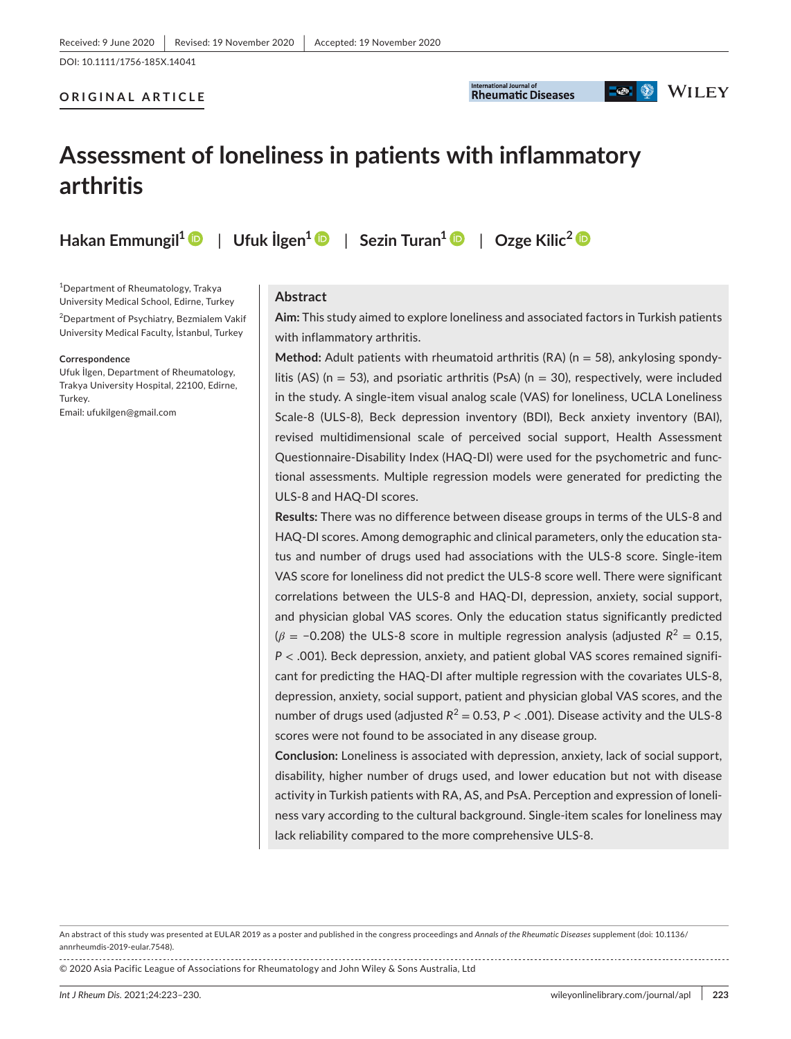Received: 9 June 2020 | Revised: 19 November 2020 | Accepted: 19 November 2020

DOI: 10.1111/1756-185X.14041

**ORIGINAL ARTICLE**

# Assessment of loneliness in patients with inflammatory arthritis

**Hakan Emmungil[1] | Ufuk İlgen[1] | Sezin Turan[1] | Ozge Kilic[2]**

[1]Department of Rheumatology, Trakya University Medical School, Edirne, Turkey

[2]Department of Psychiatry, Bezmialem Vakif University Medical Faculty, İstanbul, Turkey

**Correspondence**

Ufuk İlgen, Department of Rheumatology, Trakya University Hospital, 22100, Edirne, Turkey.

Email: ufukilgen@gmail.com

## Abstract

**Aim:** This study aimed to explore loneliness and associated factors in Turkish patients with inflammatory arthritis.

**Method:** Adult patients with rheumatoid arthritis (RA) (n = 58), ankylosing spondylitis (AS) (n = 53), and psoriatic arthritis (PsA) (n = 30), respectively, were included in the study. A single-item visual analog scale (VAS) for loneliness, UCLA Loneliness Scale-8 (ULS-8), Beck depression inventory (BDI), Beck anxiety inventory (BAI), revised multidimensional scale of perceived social support, Health Assessment Questionnaire-Disability Index (HAQ-DI) were used for the psychometric and functional assessments. Multiple regression models were generated for predicting the ULS-8 and HAQ-DI scores.

**Results:** There was no difference between disease groups in terms of the ULS-8 and HAQ-DI scores. Among demographic and clinical parameters, only the education status and number of drugs used had associations with the ULS-8 score. Single-item VAS score for loneliness did not predict the ULS-8 score well. There were significant correlations between the ULS-8 and HAQ-DI, depression, anxiety, social support, and physician global VAS scores. Only the education status significantly predicted ($\beta = -0.208$) the ULS-8 score in multiple regression analysis (adjusted $R^2 = 0.15$, $P < .001$). Beck depression, anxiety, and patient global VAS scores remained significant for predicting the HAQ-DI after multiple regression with the covariates ULS-8, depression, anxiety, social support, patient and physician global VAS scores, and the number of drugs used (adjusted $R^2 = 0.53$, $P < .001$). Disease activity and the ULS-8 scores were not found to be associated in any disease group.

**Conclusion:** Loneliness is associated with depression, anxiety, lack of social support, disability, higher number of drugs used, and lower education but not with disease activity in Turkish patients with RA, AS, and PsA. Perception and expression of loneliness vary according to the cultural background. Single-item scales for loneliness may lack reliability compared to the more comprehensive ULS-8.

An abstract of this study was presented at EULAR 2019 as a poster and published in the congress proceedings and *Annals of the Rheumatic Diseases* supplement (doi: 10.1136/annrheumdis-2019-eular.7548).

© 2020 Asia Pacific League of Associations for Rheumatology and John Wiley & Sons Australia, Ltd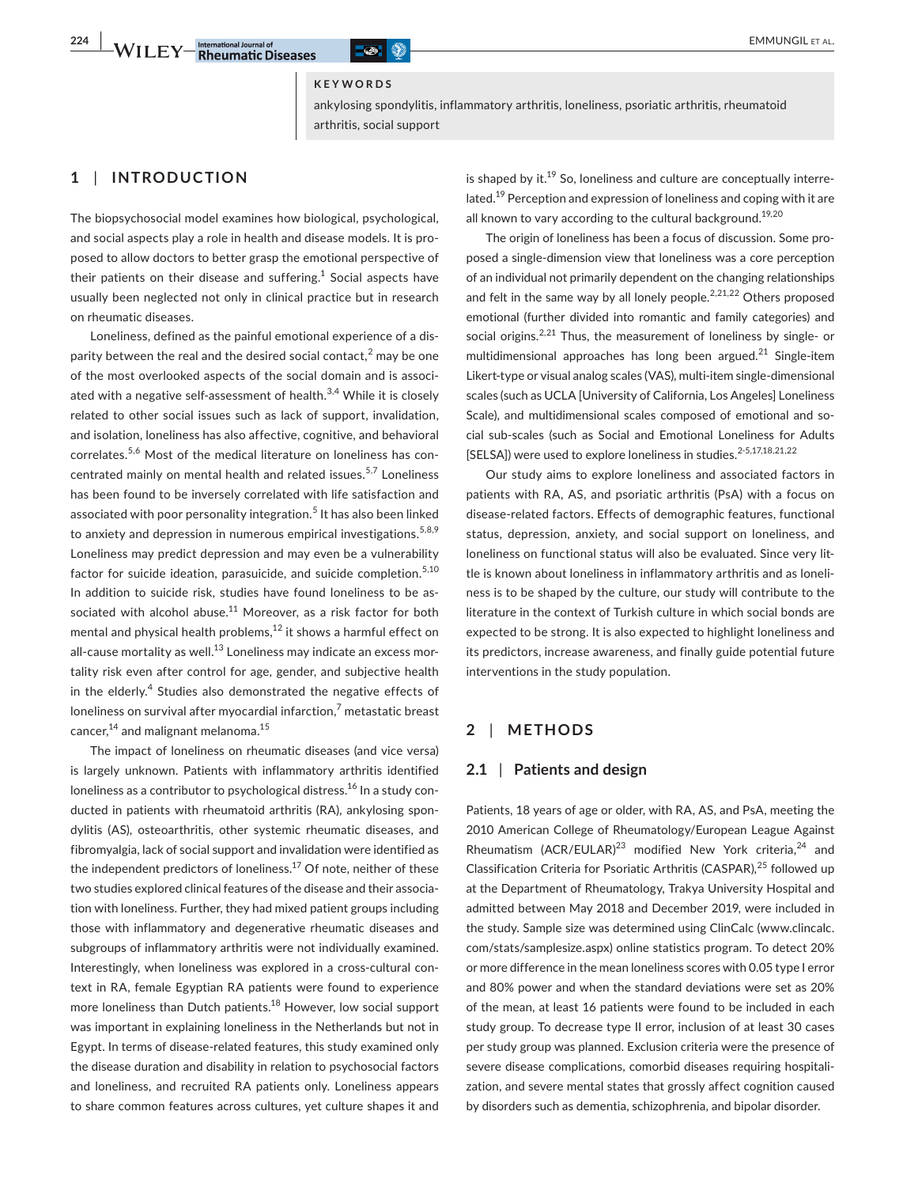**KEYWORDS**

ankylosing spondylitis, inflammatory arthritis, loneliness, psoriatic arthritis, rheumatoid arthritis, social support

## 1 | INTRODUCTION

The biopsychosocial model examines how biological, psychological, and social aspects play a role in health and disease models. It is proposed to allow doctors to better grasp the emotional perspective of their patients on their disease and suffering.[1] Social aspects have usually been neglected not only in clinical practice but in research on rheumatic diseases.

Loneliness, defined as the painful emotional experience of a disparity between the real and the desired social contact,[2] may be one of the most overlooked aspects of the social domain and is associated with a negative self-assessment of health.[3,4] While it is closely related to other social issues such as lack of support, invalidation, and isolation, loneliness has also affective, cognitive, and behavioral correlates.[5,6] Most of the medical literature on loneliness has concentrated mainly on mental health and related issues.[5,7] Loneliness has been found to be inversely correlated with life satisfaction and associated with poor personality integration.[5] It has also been linked to anxiety and depression in numerous empirical investigations.[5,8,9] Loneliness may predict depression and may even be a vulnerability factor for suicide ideation, parasuicide, and suicide completion.[5,10] In addition to suicide risk, studies have found loneliness to be associated with alcohol abuse.[11] Moreover, as a risk factor for both mental and physical health problems,[12] it shows a harmful effect on all-cause mortality as well.[13] Loneliness may indicate an excess mortality risk even after control for age, gender, and subjective health in the elderly.[4] Studies also demonstrated the negative effects of loneliness on survival after myocardial infarction,[7] metastatic breast cancer,[14] and malignant melanoma.[15]

The impact of loneliness on rheumatic diseases (and vice versa) is largely unknown. Patients with inflammatory arthritis identified loneliness as a contributor to psychological distress.[16] In a study conducted in patients with rheumatoid arthritis (RA), ankylosing spondylitis (AS), osteoarthritis, other systemic rheumatic diseases, and fibromyalgia, lack of social support and invalidation were identified as the independent predictors of loneliness.[17] Of note, neither of these two studies explored clinical features of the disease and their association with loneliness. Further, they had mixed patient groups including those with inflammatory and degenerative rheumatic diseases and subgroups of inflammatory arthritis were not individually examined. Interestingly, when loneliness was explored in a cross-cultural context in RA, female Egyptian RA patients were found to experience more loneliness than Dutch patients.[18] However, low social support was important in explaining loneliness in the Netherlands but not in Egypt. In terms of disease-related features, this study examined only the disease duration and disability in relation to psychosocial factors and loneliness, and recruited RA patients only. Loneliness appears to share common features across cultures, yet culture shapes it and is shaped by it.[19] So, loneliness and culture are conceptually interrelated.[19] Perception and expression of loneliness and coping with it are all known to vary according to the cultural background.[19,20]

The origin of loneliness has been a focus of discussion. Some proposed a single-dimension view that loneliness was a core perception of an individual not primarily dependent on the changing relationships and felt in the same way by all lonely people.[2,21,22] Others proposed emotional (further divided into romantic and family categories) and social origins.[2,21] Thus, the measurement of loneliness by single- or multidimensional approaches has long been argued.[21] Single-item Likert-type or visual analog scales (VAS), multi-item single-dimensional scales (such as UCLA [University of California, Los Angeles] Loneliness Scale), and multidimensional scales composed of emotional and social sub-scales (such as Social and Emotional Loneliness for Adults [SELSA]) were used to explore loneliness in studies.[2-5,17,18,21,22]

Our study aims to explore loneliness and associated factors in patients with RA, AS, and psoriatic arthritis (PsA) with a focus on disease-related factors. Effects of demographic features, functional status, depression, anxiety, and social support on loneliness, and loneliness on functional status will also be evaluated. Since very little is known about loneliness in inflammatory arthritis and as loneliness is to be shaped by the culture, our study will contribute to the literature in the context of Turkish culture in which social bonds are expected to be strong. It is also expected to highlight loneliness and its predictors, increase awareness, and finally guide potential future interventions in the study population.

## 2 | METHODS

### 2.1 | Patients and design

Patients, 18 years of age or older, with RA, AS, and PsA, meeting the 2010 American College of Rheumatology/European League Against Rheumatism (ACR/EULAR)[23] modified New York criteria,[24] and Classification Criteria for Psoriatic Arthritis (CASPAR),[25] followed up at the Department of Rheumatology, Trakya University Hospital and admitted between May 2018 and December 2019, were included in the study. Sample size was determined using ClinCalc (www.clincalc.com/stats/samplesize.aspx) online statistics program. To detect 20% or more difference in the mean loneliness scores with 0.05 type I error and 80% power and when the standard deviations were set as 20% of the mean, at least 16 patients were found to be included in each study group. To decrease type II error, inclusion of at least 30 cases per study group was planned. Exclusion criteria were the presence of severe disease complications, comorbid diseases requiring hospitalization, and severe mental states that grossly affect cognition caused by disorders such as dementia, schizophrenia, and bipolar disorder.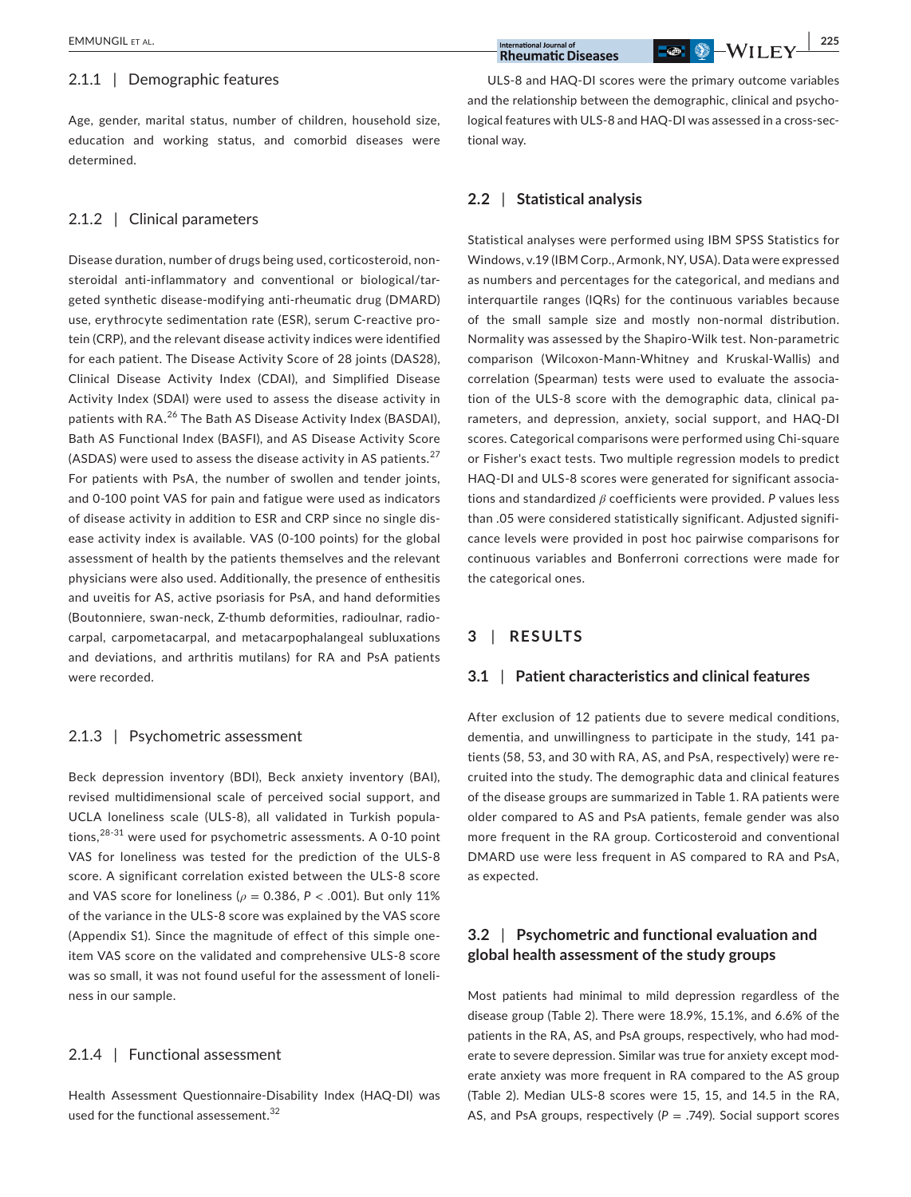### 2.1.1 | Demographic features

Age, gender, marital status, number of children, household size, education and working status, and comorbid diseases were determined.

### 2.1.2 | Clinical parameters

Disease duration, number of drugs being used, corticosteroid, non-steroidal anti-inflammatory and conventional or biological/targeted synthetic disease-modifying anti-rheumatic drug (DMARD) use, erythrocyte sedimentation rate (ESR), serum C-reactive protein (CRP), and the relevant disease activity indices were identified for each patient. The Disease Activity Score of 28 joints (DAS28), Clinical Disease Activity Index (CDAI), and Simplified Disease Activity Index (SDAI) were used to assess the disease activity in patients with RA.[26] The Bath AS Disease Activity Index (BASDAI), Bath AS Functional Index (BASFI), and AS Disease Activity Score (ASDAS) were used to assess the disease activity in AS patients.[27] For patients with PsA, the number of swollen and tender joints, and 0-100 point VAS for pain and fatigue were used as indicators of disease activity in addition to ESR and CRP since no single disease activity index is available. VAS (0-100 points) for the global assessment of health by the patients themselves and the relevant physicians were also used. Additionally, the presence of enthesitis and uveitis for AS, active psoriasis for PsA, and hand deformities (Boutonniere, swan-neck, Z-thumb deformities, radioulnar, radiocarpal, carpometacarpal, and metacarpophalangeal subluxations and deviations, and arthritis mutilans) for RA and PsA patients were recorded.

### 2.1.3 | Psychometric assessment

Beck depression inventory (BDI), Beck anxiety inventory (BAI), revised multidimensional scale of perceived social support, and UCLA loneliness scale (ULS-8), all validated in Turkish populations,[28-31] were used for psychometric assessments. A 0-10 point VAS for loneliness was tested for the prediction of the ULS-8 score. A significant correlation existed between the ULS-8 score and VAS score for loneliness ($\rho = 0.386$, $P < .001$). But only 11% of the variance in the ULS-8 score was explained by the VAS score (Appendix S1). Since the magnitude of effect of this simple one-item VAS score on the validated and comprehensive ULS-8 score was so small, it was not found useful for the assessment of loneliness in our sample.

### 2.1.4 | Functional assessment

Health Assessment Questionnaire-Disability Index (HAQ-DI) was used for the functional assessement.[32]

ULS-8 and HAQ-DI scores were the primary outcome variables and the relationship between the demographic, clinical and psychological features with ULS-8 and HAQ-DI was assessed in a cross-sectional way.

## 2.2 | Statistical analysis

Statistical analyses were performed using IBM SPSS Statistics for Windows, v.19 (IBM Corp., Armonk, NY, USA). Data were expressed as numbers and percentages for the categorical, and medians and interquartile ranges (IQRs) for the continuous variables because of the small sample size and mostly non-normal distribution. Normality was assessed by the Shapiro-Wilk test. Non-parametric comparison (Wilcoxon-Mann-Whitney and Kruskal-Wallis) and correlation (Spearman) tests were used to evaluate the association of the ULS-8 score with the demographic data, clinical parameters, and depression, anxiety, social support, and HAQ-DI scores. Categorical comparisons were performed using Chi-square or Fisher's exact tests. Two multiple regression models to predict HAQ-DI and ULS-8 scores were generated for significant associations and standardized $\beta$ coefficients were provided. $P$ values less than .05 were considered statistically significant. Adjusted significance levels were provided in post hoc pairwise comparisons for continuous variables and Bonferroni corrections were made for the categorical ones.

# 3 | RESULTS

## 3.1 | Patient characteristics and clinical features

After exclusion of 12 patients due to severe medical conditions, dementia, and unwillingness to participate in the study, 141 patients (58, 53, and 30 with RA, AS, and PsA, respectively) were recruited into the study. The demographic data and clinical features of the disease groups are summarized in Table 1. RA patients were older compared to AS and PsA patients, female gender was also more frequent in the RA group. Corticosteroid and conventional DMARD use were less frequent in AS compared to RA and PsA, as expected.

## 3.2 | Psychometric and functional evaluation and global health assessment of the study groups

Most patients had minimal to mild depression regardless of the disease group (Table 2). There were 18.9%, 15.1%, and 6.6% of the patients in the RA, AS, and PsA groups, respectively, who had moderate to severe depression. Similar was true for anxiety except moderate anxiety was more frequent in RA compared to the AS group (Table 2). Median ULS-8 scores were 15, 15, and 14.5 in the RA, AS, and PsA groups, respectively ($P = .749$). Social support scores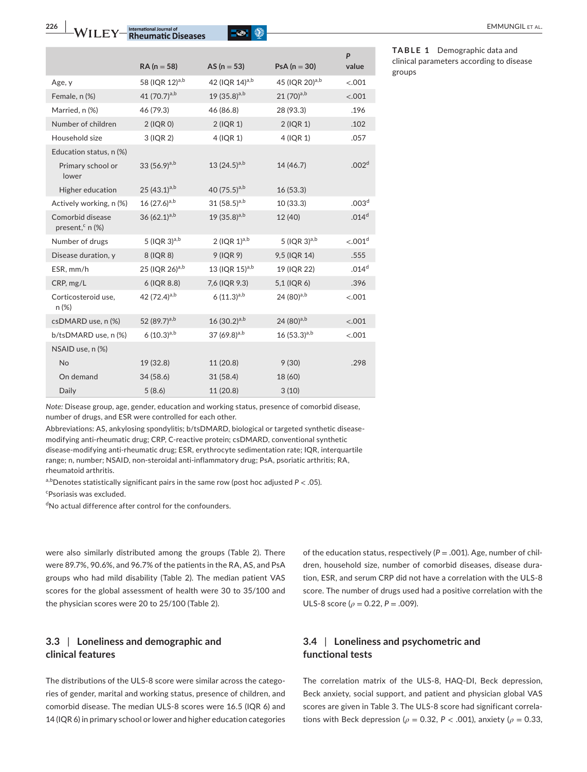**TABLE 1** Demographic data and clinical parameters according to disease groups

| | RA (n = 58) | AS (n = 53) | PsA (n = 30) | *P* value |
|---|---|---|---|---|
| Age, y | 58 (IQR 12)[a,b] | 42 (IQR 14)[a,b] | 45 (IQR 20)[a,b] | <.001 |
| Female, n (%) | 41 (70.7)[a,b] | 19 (35.8)[a,b] | 21 (70)[a,b] | <.001 |
| Married, n (%) | 46 (79.3) | 46 (86.8) | 28 (93.3) | .196 |
| Number of children | 2 (IQR 0) | 2 (IQR 1) | 2 (IQR 1) | .102 |
| Household size | 3 (IQR 2) | 4 (IQR 1) | 4 (IQR 1) | .057 |
| Education status, n (%) | | | | |
| Primary school or lower | 33 (56.9)[a,b] | 13 (24.5)[a,b] | 14 (46.7) | .002[d] |
| Higher education | 25 (43.1)[a,b] | 40 (75.5)[a,b] | 16 (53.3) | |
| Actively working, n (%) | 16 (27.6)[a,b] | 31 (58.5)[a,b] | 10 (33.3) | .003[d] |
| Comorbid disease present,[c] n (%) | 36 (62.1)[a,b] | 19 (35.8)[a,b] | 12 (40) | .014[d] |
| Number of drugs | 5 (IQR 3)[a,b] | 2 (IQR 1)[a,b] | 5 (IQR 3)[a,b] | <.001[d] |
| Disease duration, y | 8 (IQR 8) | 9 (IQR 9) | 9,5 (IQR 14) | .555 |
| ESR, mm/h | 25 (IQR 26)[a,b] | 13 (IQR 15)[a,b] | 19 (IQR 22) | .014[d] |
| CRP, mg/L | 6 (IQR 8.8) | 7,6 (IQR 9.3) | 5,1 (IQR 6) | .396 |
| Corticosteroid use, n (%) | 42 (72.4)[a,b] | 6 (11.3)[a,b] | 24 (80)[a,b] | <.001 |
| csDMARD use, n (%) | 52 (89.7)[a,b] | 16 (30.2)[a,b] | 24 (80)[a,b] | <.001 |
| b/tsDMARD use, n (%) | 6 (10.3)[a,b] | 37 (69.8)[a,b] | 16 (53.3)[a,b] | <.001 |
| NSAID use, n (%) | | | | |
| No | 19 (32.8) | 11 (20.8) | 9 (30) | .298 |
| On demand | 34 (58.6) | 31 (58.4) | 18 (60) | |
| Daily | 5 (8.6) | 11 (20.8) | 3 (10) | |

*Note:* Disease group, age, gender, education and working status, presence of comorbid disease, number of drugs, and ESR were controlled for each other.

Abbreviations: AS, ankylosing spondylitis; b/tsDMARD, biological or targeted synthetic disease-modifying anti-rheumatic drug; CRP, C-reactive protein; csDMARD, conventional synthetic disease-modifying anti-rheumatic drug; ESR, erythrocyte sedimentation rate; IQR, interquartile range; n, number; NSAID, non-steroidal anti-inflammatory drug; PsA, psoriatic arthritis; RA, rheumatoid arthritis.

[a,b]Denotes statistically significant pairs in the same row (post hoc adjusted $P < .05$).

[c]Psoriasis was excluded.

[d]No actual difference after control for the confounders.

were also similarly distributed among the groups (Table 2). There were 89.7%, 90.6%, and 96.7% of the patients in the RA, AS, and PsA groups who had mild disability (Table 2). The median patient VAS scores for the global assessment of health were 30 to 35/100 and the physician scores were 20 to 25/100 (Table 2).

### 3.3 | Loneliness and demographic and clinical features

The distributions of the ULS-8 score were similar across the categories of gender, marital and working status, presence of children, and comorbid disease. The median ULS-8 scores were 16.5 (IQR 6) and 14 (IQR 6) in primary school or lower and higher education categories of the education status, respectively ($P = .001$). Age, number of children, household size, number of comorbid diseases, disease duration, ESR, and serum CRP did not have a correlation with the ULS-8 score. The number of drugs used had a positive correlation with the ULS-8 score ($\rho = 0.22$, $P = .009$).

### 3.4 | Loneliness and psychometric and functional tests

The correlation matrix of the ULS-8, HAQ-DI, Beck depression, Beck anxiety, social support, and patient and physician global VAS scores are given in Table 3. The ULS-8 score had significant correlations with Beck depression ($\rho = 0.32$, $P < .001$), anxiety ($\rho = 0.33$,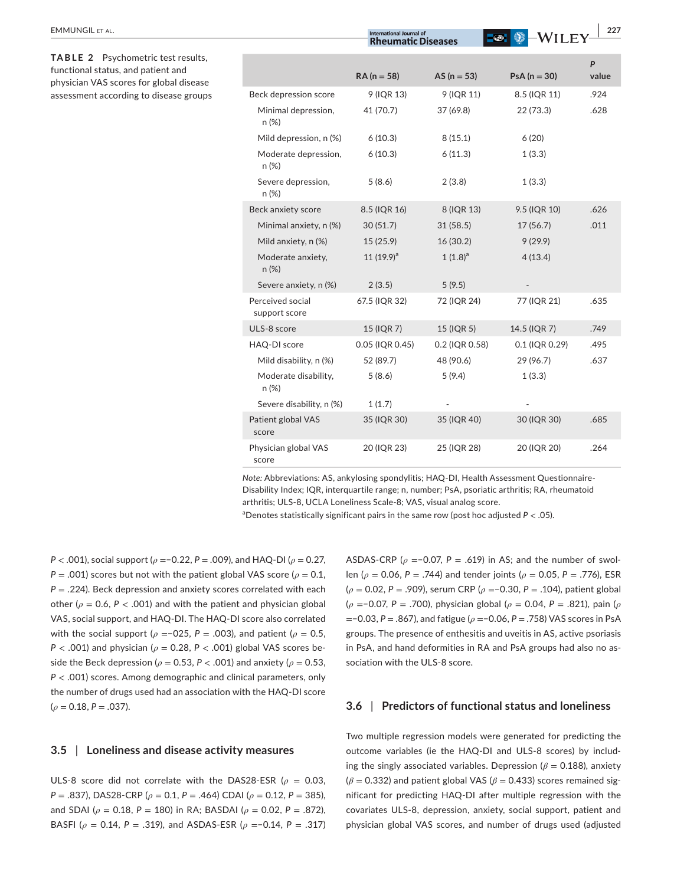**TABLE 2** Psychometric test results, functional status, and patient and physician VAS scores for global disease assessment according to disease groups

| | RA (n = 58) | AS (n = 53) | PsA (n = 30) | P value |
|---|---|---|---|---|
| Beck depression score | 9 (IQR 13) | 9 (IQR 11) | 8.5 (IQR 11) | .924 |
| Minimal depression, n (%) | 41 (70.7) | 37 (69.8) | 22 (73.3) | .628 |
| Mild depression, n (%) | 6 (10.3) | 8 (15.1) | 6 (20) | |
| Moderate depression, n (%) | 6 (10.3) | 6 (11.3) | 1 (3.3) | |
| Severe depression, n (%) | 5 (8.6) | 2 (3.8) | 1 (3.3) | |
| Beck anxiety score | 8.5 (IQR 16) | 8 (IQR 13) | 9.5 (IQR 10) | .626 |
| Minimal anxiety, n (%) | 30 (51.7) | 31 (58.5) | 17 (56.7) | .011 |
| Mild anxiety, n (%) | 15 (25.9) | 16 (30.2) | 9 (29.9) | |
| Moderate anxiety, n (%) | 11 (19.9)[a] | 1 (1.8)[a] | 4 (13.4) | |
| Severe anxiety, n (%) | 2 (3.5) | 5 (9.5) | - | |
| Perceived social support score | 67.5 (IQR 32) | 72 (IQR 24) | 77 (IQR 21) | .635 |
| ULS-8 score | 15 (IQR 7) | 15 (IQR 5) | 14.5 (IQR 7) | .749 |
| HAQ-DI score | 0.05 (IQR 0.45) | 0.2 (IQR 0.58) | 0.1 (IQR 0.29) | .495 |
| Mild disability, n (%) | 52 (89.7) | 48 (90.6) | 29 (96.7) | .637 |
| Moderate disability, n (%) | 5 (8.6) | 5 (9.4) | 1 (3.3) | |
| Severe disability, n (%) | 1 (1.7) | - | - | |
| Patient global VAS score | 35 (IQR 30) | 35 (IQR 40) | 30 (IQR 30) | .685 |
| Physician global VAS score | 20 (IQR 23) | 25 (IQR 28) | 20 (IQR 20) | .264 |

*Note:* Abbreviations: AS, ankylosing spondylitis; HAQ-DI, Health Assessment Questionnaire-Disability Index; IQR, interquartile range; n, number; PsA, psoriatic arthritis; RA, rheumatoid arthritis; ULS-8, UCLA Loneliness Scale-8; VAS, visual analog score.
[a]Denotes statistically significant pairs in the same row (post hoc adjusted $P < .05$).

$P < .001$), social support ($\rho = -0.22$, $P = .009$), and HAQ-DI ($\rho = 0.27$, $P = .001$) scores but not with the patient global VAS score ($\rho = 0.1$, $P = .224$). Beck depression and anxiety scores correlated with each other ($\rho = 0.6$, $P < .001$) and with the patient and physician global VAS, social support, and HAQ-DI. The HAQ-DI score also correlated with the social support ($\rho = -025$, $P = .003$), and patient ($\rho = 0.5$, $P < .001$) and physician ($\rho = 0.28$, $P < .001$) global VAS scores beside the Beck depression ($\rho = 0.53$, $P < .001$) and anxiety ($\rho = 0.53$, $P < .001$) scores. Among demographic and clinical parameters, only the number of drugs used had an association with the HAQ-DI score ($\rho = 0.18$, $P = .037$).

## 3.5 | Loneliness and disease activity measures

ULS-8 score did not correlate with the DAS28-ESR ($\rho = 0.03$, $P = .837$), DAS28-CRP ($\rho = 0.1$, $P = .464$) CDAI ($\rho = 0.12$, $P = 385$), and SDAI ($\rho = 0.18$, $P = 180$) in RA; BASDAI ($\rho = 0.02$, $P = .872$), BASFI ($\rho = 0.14$, $P = .319$), and ASDAS-ESR ($\rho = -0.14$, $P = .317$) ASDAS-CRP ($\rho = -0.07$, $P = .619$) in AS; and the number of swollen ($\rho = 0.06$, $P = .744$) and tender joints ($\rho = 0.05$, $P = .776$), ESR ($\rho = 0.02$, $P = .909$), serum CRP ($\rho = -0.30$, $P = .104$), patient global ($\rho = -0.07$, $P = .700$), physician global ($\rho = 0.04$, $P = .821$), pain ($\rho = -0.03$, $P = .867$), and fatigue ($\rho = -0.06$, $P = .758$) VAS scores in PsA groups. The presence of enthesitis and uveitis in AS, active psoriasis in PsA, and hand deformities in RA and PsA groups had also no association with the ULS-8 score.

## 3.6 | Predictors of functional status and loneliness

Two multiple regression models were generated for predicting the outcome variables (ie the HAQ-DI and ULS-8 scores) by including the singly associated variables. Depression ($\beta = 0.188$), anxiety ($\beta = 0.332$) and patient global VAS ($\beta = 0.433$) scores remained significant for predicting HAQ-DI after multiple regression with the covariates ULS-8, depression, anxiety, social support, patient and physician global VAS scores, and number of drugs used (adjusted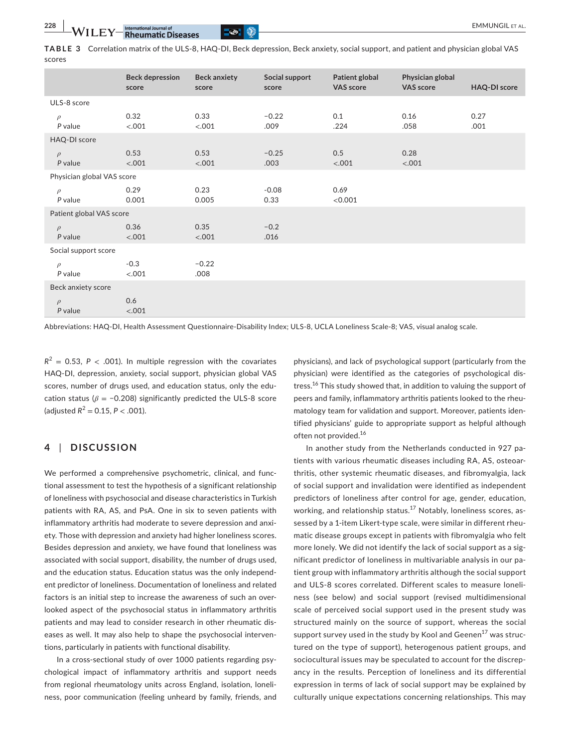**TABLE 3** Correlation matrix of the ULS-8, HAQ-DI, Beck depression, Beck anxiety, social support, and patient and physician global VAS scores

| | Beck depression score | Beck anxiety score | Social support score | Patient global VAS score | Physician global VAS score | HAQ-DI score |
|---|---|---|---|---|---|---|
| ULS-8 score | | | | | | |
| $\rho$ | 0.32 | 0.33 | −0.22 | 0.1 | 0.16 | 0.27 |
| *P* value | <.001 | <.001 | .009 | .224 | .058 | .001 |
| HAQ-DI score | | | | | | |
| $\rho$ | 0.53 | 0.53 | −0.25 | 0.5 | 0.28 | |
| *P* value | <.001 | <.001 | .003 | <.001 | <.001 | |
| Physician global VAS score | | | | | | |
| $\rho$ | 0.29 | 0.23 | -0.08 | 0.69 | | |
| *P* value | 0.001 | 0.005 | 0.33 | <0.001 | | |
| Patient global VAS score | | | | | | |
| $\rho$ | 0.36 | 0.35 | −0.2 | | | |
| *P* value | <.001 | <.001 | .016 | | | |
| Social support score | | | | | | |
| $\rho$ | -0.3 | −0.22 | | | | |
| *P* value | <.001 | .008 | | | | |
| Beck anxiety score | | | | | | |
| $\rho$ | 0.6 | | | | | |
| *P* value | <.001 | | | | | |

Abbreviations: HAQ-DI, Health Assessment Questionnaire-Disability Index; ULS-8, UCLA Loneliness Scale-8; VAS, visual analog scale.

$R^2$ = 0.53, $P < .001$). In multiple regression with the covariates HAQ-DI, depression, anxiety, social support, physician global VAS scores, number of drugs used, and education status, only the education status ($\beta = -0.208$) significantly predicted the ULS-8 score (adjusted $R^2 = 0.15$, $P < .001$).

## 4 | DISCUSSION

We performed a comprehensive psychometric, clinical, and functional assessment to test the hypothesis of a significant relationship of loneliness with psychosocial and disease characteristics in Turkish patients with RA, AS, and PsA. One in six to seven patients with inflammatory arthritis had moderate to severe depression and anxiety. Those with depression and anxiety had higher loneliness scores. Besides depression and anxiety, we have found that loneliness was associated with social support, disability, the number of drugs used, and the education status. Education status was the only independent predictor of loneliness. Documentation of loneliness and related factors is an initial step to increase the awareness of such an overlooked aspect of the psychosocial status in inflammatory arthritis patients and may lead to consider research in other rheumatic diseases as well. It may also help to shape the psychosocial interventions, particularly in patients with functional disability.

In a cross-sectional study of over 1000 patients regarding psychological impact of inflammatory arthritis and support needs from regional rheumatology units across England, isolation, loneliness, poor communication (feeling unheard by family, friends, and physicians), and lack of psychological support (particularly from the physician) were identified as the categories of psychological distress.[16] This study showed that, in addition to valuing the support of peers and family, inflammatory arthritis patients looked to the rheumatology team for validation and support. Moreover, patients identified physicians' guide to appropriate support as helpful although often not provided.[16]

In another study from the Netherlands conducted in 927 patients with various rheumatic diseases including RA, AS, osteoarthritis, other systemic rheumatic diseases, and fibromyalgia, lack of social support and invalidation were identified as independent predictors of loneliness after control for age, gender, education, working, and relationship status.[17] Notably, loneliness scores, assessed by a 1-item Likert-type scale, were similar in different rheumatic disease groups except in patients with fibromyalgia who felt more lonely. We did not identify the lack of social support as a significant predictor of loneliness in multivariable analysis in our patient group with inflammatory arthritis although the social support and ULS-8 scores correlated. Different scales to measure loneliness (see below) and social support (revised multidimensional scale of perceived social support used in the present study was structured mainly on the source of support, whereas the social support survey used in the study by Kool and Geenen[17] was structured on the type of support), heterogenous patient groups, and sociocultural issues may be speculated to account for the discrepancy in the results. Perception of loneliness and its differential expression in terms of lack of social support may be explained by culturally unique expectations concerning relationships. This may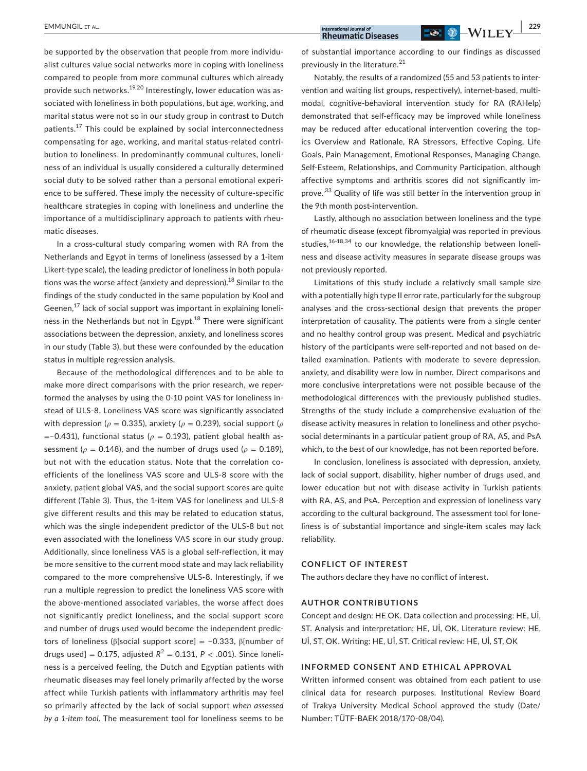be supported by the observation that people from more individualist cultures value social networks more in coping with loneliness compared to people from more communal cultures which already provide such networks.[19,20] Interestingly, lower education was associated with loneliness in both populations, but age, working, and marital status were not so in our study group in contrast to Dutch patients.[17] This could be explained by social interconnectedness compensating for age, working, and marital status-related contribution to loneliness. In predominantly communal cultures, loneliness of an individual is usually considered a culturally determined social duty to be solved rather than a personal emotional experience to be suffered. These imply the necessity of culture-specific healthcare strategies in coping with loneliness and underline the importance of a multidisciplinary approach to patients with rheumatic diseases.

In a cross-cultural study comparing women with RA from the Netherlands and Egypt in terms of loneliness (assessed by a 1-item Likert-type scale), the leading predictor of loneliness in both populations was the worse affect (anxiety and depression).[18] Similar to the findings of the study conducted in the same population by Kool and Geenen,[17] lack of social support was important in explaining loneliness in the Netherlands but not in Egypt.[18] There were significant associations between the depression, anxiety, and loneliness scores in our study (Table 3), but these were confounded by the education status in multiple regression analysis.

Because of the methodological differences and to be able to make more direct comparisons with the prior research, we reperformed the analyses by using the 0-10 point VAS for loneliness instead of ULS-8. Loneliness VAS score was significantly associated with depression ($\rho = 0.335$), anxiety ($\rho = 0.239$), social support ($\rho = -0.431$), functional status ($\rho = 0.193$), patient global health assessment ($\rho = 0.148$), and the number of drugs used ($\rho = 0.189$), but not with the education status. Note that the correlation coefficients of the loneliness VAS score and ULS-8 score with the anxiety, patient global VAS, and the social support scores are quite different (Table 3). Thus, the 1-item VAS for loneliness and ULS-8 give different results and this may be related to education status, which was the single independent predictor of the ULS-8 but not even associated with the loneliness VAS score in our study group. Additionally, since loneliness VAS is a global self-reflection, it may be more sensitive to the current mood state and may lack reliability compared to the more comprehensive ULS-8. Interestingly, if we run a multiple regression to predict the loneliness VAS score with the above-mentioned associated variables, the worse affect does not significantly predict loneliness, and the social support score and number of drugs used would become the independent predictors of loneliness (β[social support score] = −0.333, β[number of drugs used] = 0.175, adjusted $R^2 = 0.131$, $P < .001$). Since loneliness is a perceived feeling, the Dutch and Egyptian patients with rheumatic diseases may feel lonely primarily affected by the worse affect while Turkish patients with inflammatory arthritis may feel so primarily affected by the lack of social support *when assessed by a 1-item tool.* The measurement tool for loneliness seems to be of substantial importance according to our findings as discussed previously in the literature.[21]

Notably, the results of a randomized (55 and 53 patients to intervention and waiting list groups, respectively), internet-based, multimodal, cognitive-behavioral intervention study for RA (RAHelp) demonstrated that self-efficacy may be improved while loneliness may be reduced after educational intervention covering the topics Overview and Rationale, RA Stressors, Effective Coping, Life Goals, Pain Management, Emotional Responses, Managing Change, Self-Esteem, Relationships, and Community Participation, although affective symptoms and arthritis scores did not significantly improve.[33] Quality of life was still better in the intervention group in the 9th month post-intervention.

Lastly, although no association between loneliness and the type of rheumatic disease (except fibromyalgia) was reported in previous studies,[16-18,34] to our knowledge, the relationship between loneliness and disease activity measures in separate disease groups was not previously reported.

Limitations of this study include a relatively small sample size with a potentially high type II error rate, particularly for the subgroup analyses and the cross-sectional design that prevents the proper interpretation of causality. The patients were from a single center and no healthy control group was present. Medical and psychiatric history of the participants were self-reported and not based on detailed examination. Patients with moderate to severe depression, anxiety, and disability were low in number. Direct comparisons and more conclusive interpretations were not possible because of the methodological differences with the previously published studies. Strengths of the study include a comprehensive evaluation of the disease activity measures in relation to loneliness and other psychosocial determinants in a particular patient group of RA, AS, and PsA which, to the best of our knowledge, has not been reported before.

In conclusion, loneliness is associated with depression, anxiety, lack of social support, disability, higher number of drugs used, and lower education but not with disease activity in Turkish patients with RA, AS, and PsA. Perception and expression of loneliness vary according to the cultural background. The assessment tool for loneliness is of substantial importance and single-item scales may lack reliability.

## CONFLICT OF INTEREST

The authors declare they have no conflict of interest.

## AUTHOR CONTRIBUTIONS

Concept and design: HE OK. Data collection and processing: HE, Uİ, ST. Analysis and interpretation: HE, Uİ, OK. Literature review: HE, Uİ, ST, OK. Writing: HE, Uİ, ST. Critical review: HE, Uİ, ST, OK

## INFORMED CONSENT AND ETHICAL APPROVAL

Written informed consent was obtained from each patient to use clinical data for research purposes. Institutional Review Board of Trakya University Medical School approved the study (Date/Number: TÜTF-BAEK 2018/170-08/04).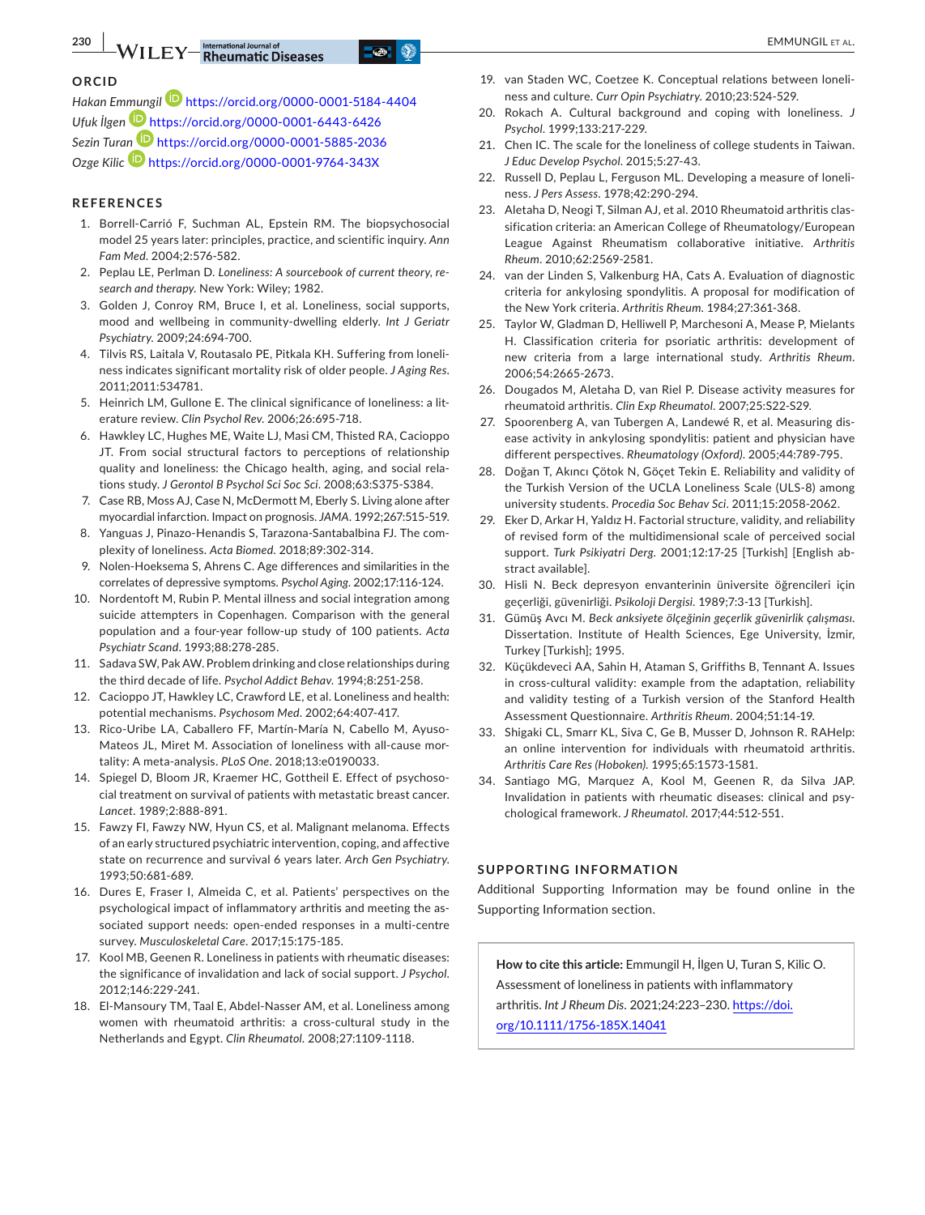## ORCID

*Hakan Emmungil* https://orcid.org/0000-0001-5184-4404
*Ufuk İlgen* https://orcid.org/0000-0001-6443-6426
*Sezin Turan* https://orcid.org/0000-0001-5885-2036
*Ozge Kilic* https://orcid.org/0000-0001-9764-343X

## REFERENCES

1. Borrell-Carrió F, Suchman AL, Epstein RM. The biopsychosocial model 25 years later: principles, practice, and scientific inquiry. *Ann Fam Med*. 2004;2:576-582.
2. Peplau LE, Perlman D. *Loneliness: A sourcebook of current theory, research and therapy*. New York: Wiley; 1982.
3. Golden J, Conroy RM, Bruce I, et al. Loneliness, social supports, mood and wellbeing in community-dwelling elderly. *Int J Geriatr Psychiatry*. 2009;24:694-700.
4. Tilvis RS, Laitala V, Routasalo PE, Pitkala KH. Suffering from loneliness indicates significant mortality risk of older people. *J Aging Res*. 2011;2011:534781.
5. Heinrich LM, Gullone E. The clinical significance of loneliness: a literature review. *Clin Psychol Rev*. 2006;26:695-718.
6. Hawkley LC, Hughes ME, Waite LJ, Masi CM, Thisted RA, Cacioppo JT. From social structural factors to perceptions of relationship quality and loneliness: the Chicago health, aging, and social relations study. *J Gerontol B Psychol Sci Soc Sci*. 2008;63:S375-S384.
7. Case RB, Moss AJ, Case N, McDermott M, Eberly S. Living alone after myocardial infarction. Impact on prognosis. *JAMA*. 1992;267:515-519.
8. Yanguas J, Pinazo-Henandis S, Tarazona-Santabalbina FJ. The complexity of loneliness. *Acta Biomed*. 2018;89:302-314.
9. Nolen-Hoeksema S, Ahrens C. Age differences and similarities in the correlates of depressive symptoms. *Psychol Aging*. 2002;17:116-124.
10. Nordentoft M, Rubin P. Mental illness and social integration among suicide attempters in Copenhagen. Comparison with the general population and a four-year follow-up study of 100 patients. *Acta Psychiatr Scand*. 1993;88:278-285.
11. Sadava SW, Pak AW. Problem drinking and close relationships during the third decade of life. *Psychol Addict Behav*. 1994;8:251-258.
12. Cacioppo JT, Hawkley LC, Crawford LE, et al. Loneliness and health: potential mechanisms. *Psychosom Med*. 2002;64:407-417.
13. Rico-Uribe LA, Caballero FF, Martín-María N, Cabello M, Ayuso-Mateos JL, Miret M. Association of loneliness with all-cause mortality: A meta-analysis. *PLoS One*. 2018;13:e0190033.
14. Spiegel D, Bloom JR, Kraemer HC, Gottheil E. Effect of psychosocial treatment on survival of patients with metastatic breast cancer. *Lancet*. 1989;2:888-891.
15. Fawzy FI, Fawzy NW, Hyun CS, et al. Malignant melanoma. Effects of an early structured psychiatric intervention, coping, and affective state on recurrence and survival 6 years later. *Arch Gen Psychiatry*. 1993;50:681-689.
16. Dures E, Fraser I, Almeida C, et al. Patients' perspectives on the psychological impact of inflammatory arthritis and meeting the associated support needs: open-ended responses in a multi-centre survey. *Musculoskeletal Care*. 2017;15:175-185.
17. Kool MB, Geenen R. Loneliness in patients with rheumatic diseases: the significance of invalidation and lack of social support. *J Psychol*. 2012;146:229-241.
18. El-Mansoury TM, Taal E, Abdel-Nasser AM, et al. Loneliness among women with rheumatoid arthritis: a cross-cultural study in the Netherlands and Egypt. *Clin Rheumatol*. 2008;27:1109-1118.
19. van Staden WC, Coetzee K. Conceptual relations between loneliness and culture. *Curr Opin Psychiatry*. 2010;23:524-529.
20. Rokach A. Cultural background and coping with loneliness. *J Psychol*. 1999;133:217-229.
21. Chen IC. The scale for the loneliness of college students in Taiwan. *J Educ Develop Psychol*. 2015;5:27-43.
22. Russell D, Peplau L, Ferguson ML. Developing a measure of loneliness. *J Pers Assess*. 1978;42:290-294.
23. Aletaha D, Neogi T, Silman AJ, et al. 2010 Rheumatoid arthritis classification criteria: an American College of Rheumatology/European League Against Rheumatism collaborative initiative. *Arthritis Rheum*. 2010;62:2569-2581.
24. van der Linden S, Valkenburg HA, Cats A. Evaluation of diagnostic criteria for ankylosing spondylitis. A proposal for modification of the New York criteria. *Arthritis Rheum*. 1984;27:361-368.
25. Taylor W, Gladman D, Helliwell P, Marchesoni A, Mease P, Mielants H. Classification criteria for psoriatic arthritis: development of new criteria from a large international study. *Arthritis Rheum*. 2006;54:2665-2673.
26. Dougados M, Aletaha D, van Riel P. Disease activity measures for rheumatoid arthritis. *Clin Exp Rheumatol*. 2007;25:S22-S29.
27. Spoorenberg A, van Tubergen A, Landewé R, et al. Measuring disease activity in ankylosing spondylitis: patient and physician have different perspectives. *Rheumatology (Oxford)*. 2005;44:789-795.
28. Doğan T, Akıncı Çötok N, Göçet Tekin E. Reliability and validity of the Turkish Version of the UCLA Loneliness Scale (ULS-8) among university students. *Procedia Soc Behav Sci*. 2011;15:2058-2062.
29. Eker D, Arkar H, Yaldız H. Factorial structure, validity, and reliability of revised form of the multidimensional scale of perceived social support. *Turk Psikiyatri Derg*. 2001;12:17-25 [Turkish] [English abstract available].
30. Hisli N. Beck depresyon envanterinin üniversite öğrencileri için geçerliği, güvenirliği. *Psikoloji Dergisi*. 1989;7:3-13 [Turkish].
31. Gümüş Avcı M. *Beck anksiyete ölçeğinin geçerlik güvenirlik çalışması*. Dissertation. Institute of Health Sciences, Ege University, İzmir, Turkey [Turkish]; 1995.
32. Küçükdeveci AA, Sahin H, Ataman S, Griffiths B, Tennant A. Issues in cross-cultural validity: example from the adaptation, reliability and validity testing of a Turkish version of the Stanford Health Assessment Questionnaire. *Arthritis Rheum*. 2004;51:14-19.
33. Shigaki CL, Smarr KL, Siva C, Ge B, Musser D, Johnson R. RAHelp: an online intervention for individuals with rheumatoid arthritis. *Arthritis Care Res (Hoboken)*. 1995;65:1573-1581.
34. Santiago MG, Marquez A, Kool M, Geenen R, da Silva JAP. Invalidation in patients with rheumatic diseases: clinical and psychological framework. *J Rheumatol*. 2017;44:512-551.

## SUPPORTING INFORMATION

Additional Supporting Information may be found online in the Supporting Information section.

**How to cite this article:** Emmungil H, İlgen U, Turan S, Kilic O. Assessment of loneliness in patients with inflammatory arthritis. *Int J Rheum Dis*. 2021;24:223–230. https://doi.org/10.1111/1756-185X.14041